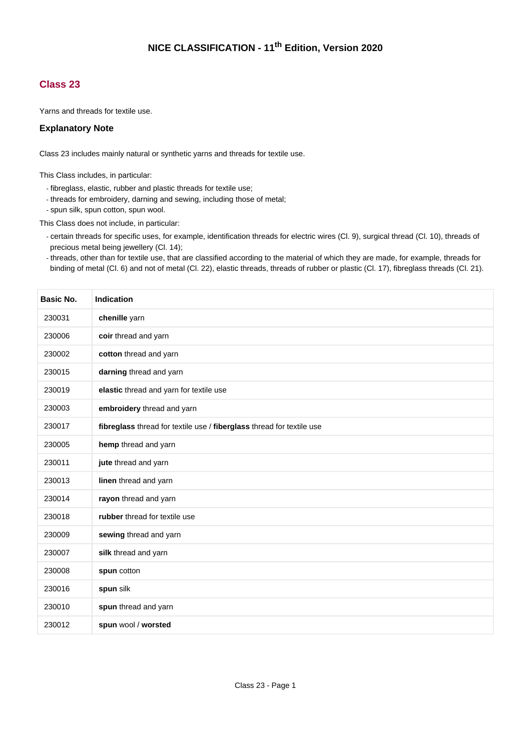# NICE CLASSIFICATION - 11th Edition, Version 2020

## Class 23

Yarns and threads for textile use.

### Explanatory Note

Class 23 includes mainly natural or synthetic yarns and threads for textile use.

This Class includes, in particular:

- fibreglass, elastic, rubber and plastic threads for textile use;
- threads for embroidery, darning and sewing, including those of metal;
- spun silk, spun cotton, spun wool.

This Class does not include, in particular:

- certain threads for specific uses, for example, identification threads for electric wires (Cl. 9), surgical thread (Cl. 10), threads of precious metal being jewellery (Cl. 14);
- threads, other than for textile use, that are classified according to the material of which they are made, for example, threads for binding of metal (Cl. 6) and not of metal (Cl. 22), elastic threads, threads of rubber or plastic (Cl. 17), fibreglass threads (Cl. 21).

| Basic No. | Indication |
|---|---|
| 230031 | **chenille** yarn |
| 230006 | **coir** thread and yarn |
| 230002 | **cotton** thread and yarn |
| 230015 | **darning** thread and yarn |
| 230019 | **elastic** thread and yarn for textile use |
| 230003 | **embroidery** thread and yarn |
| 230017 | **fibreglass** thread for textile use / **fiberglass** thread for textile use |
| 230005 | **hemp** thread and yarn |
| 230011 | **jute** thread and yarn |
| 230013 | **linen** thread and yarn |
| 230014 | **rayon** thread and yarn |
| 230018 | **rubber** thread for textile use |
| 230009 | **sewing** thread and yarn |
| 230007 | **silk** thread and yarn |
| 230008 | **spun** cotton |
| 230016 | **spun** silk |
| 230010 | **spun** thread and yarn |
| 230012 | **spun** wool / **worsted** |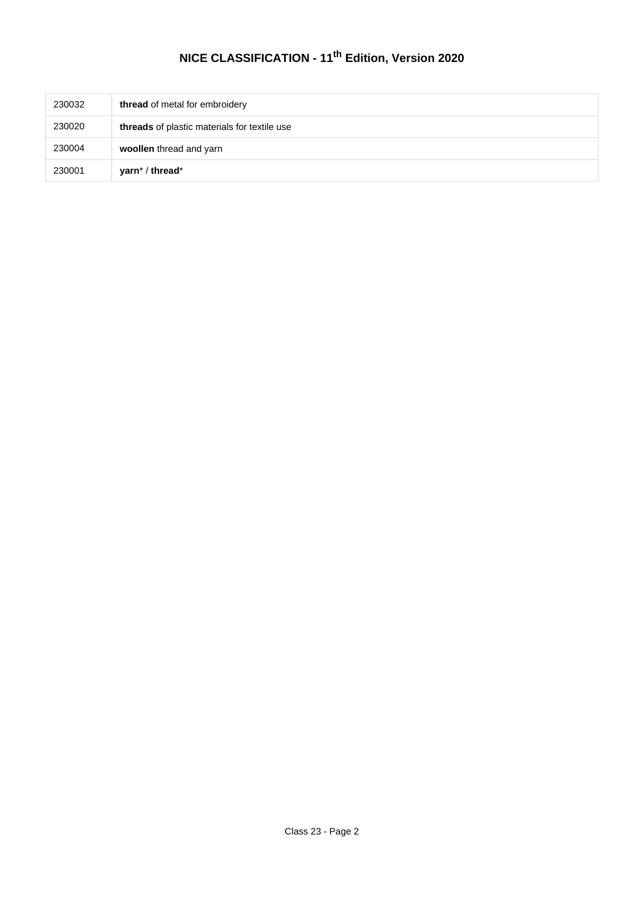# NICE CLASSIFICATION - 11th Edition, Version 2020

| | |
|---|---|
| 230032 | **thread** of metal for embroidery |
| 230020 | **threads** of plastic materials for textile use |
| 230004 | **woollen** thread and yarn |
| 230001 | **yarn*** / **thread*** |